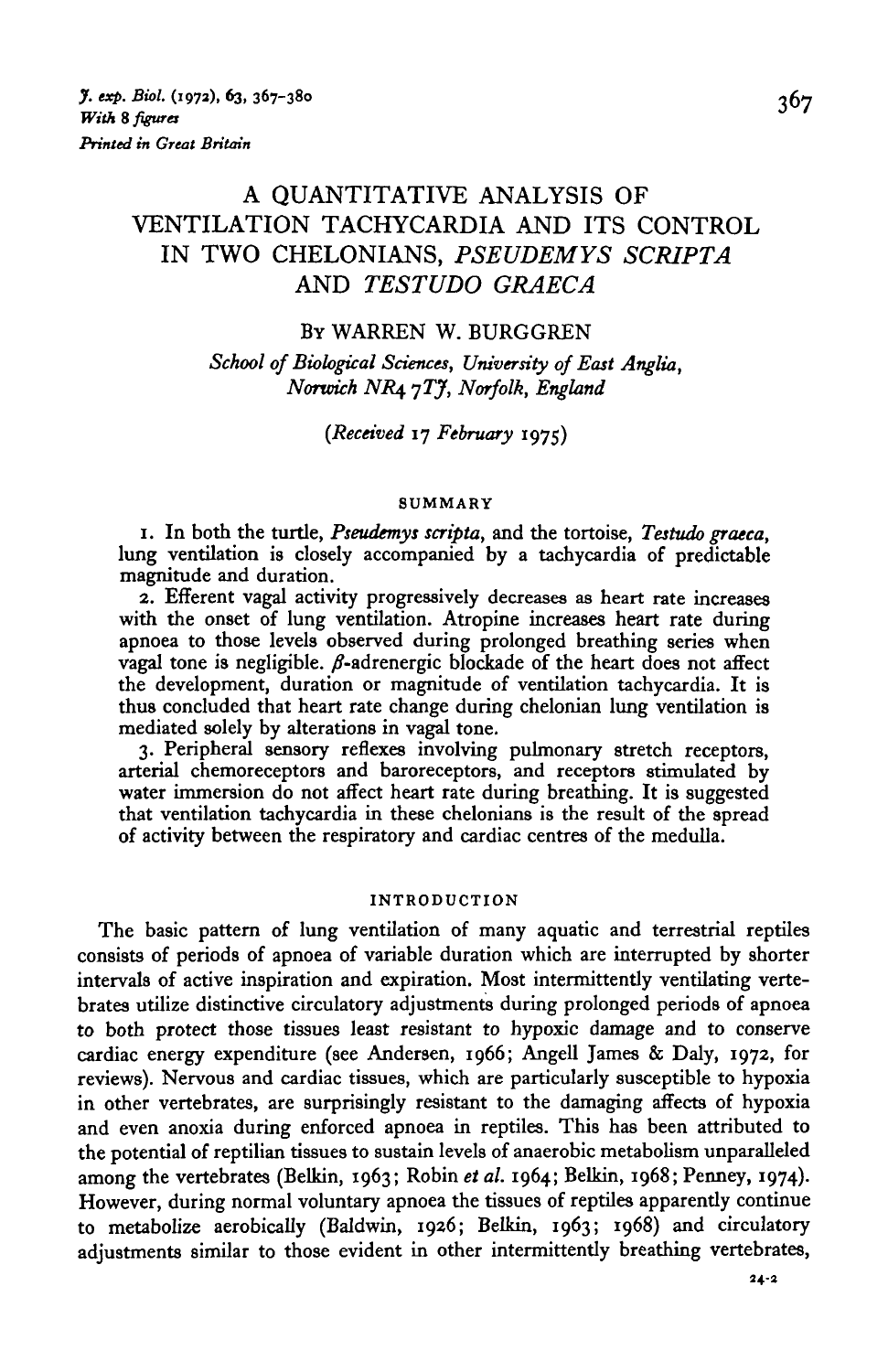# A QUANTITATIVE ANALYSIS OF VENTILATION TACHYCARDIA AND ITS CONTROL IN TWO CHELONIANS, *PSEUDEMYS SCRIPTA* AND *TESTUDO GRAECA*

By WARREN W. BURGGREN

*School of Biological Sciences, University of East Anglia, Norwich NR4 7TJ, Norfolk, England*

(*Received* 17 *February* 1975)

## SUMMARY

1. In both the turtle, *Pseudemys scripta*, and the tortoise, *Testudo graeca*, lung ventilation is closely accompanied by a tachycardia of predictable magnitude and duration.
2. Efferent vagal activity progressively decreases as heart rate increases with the onset of lung ventilation. Atropine increases heart rate during apnoea to those levels observed during prolonged breathing series when vagal tone is negligible. $\beta$-adrenergic blockade of the heart does not affect the development, duration or magnitude of ventilation tachycardia. It is thus concluded that heart rate change during chelonian lung ventilation is mediated solely by alterations in vagal tone.
3. Peripheral sensory reflexes involving pulmonary stretch receptors, arterial chemoreceptors and baroreceptors, and receptors stimulated by water immersion do not affect heart rate during breathing. It is suggested that ventilation tachycardia in these chelonians is the result of the spread of activity between the respiratory and cardiac centres of the medulla.

## INTRODUCTION

The basic pattern of lung ventilation of many aquatic and terrestrial reptiles consists of periods of apnoea of variable duration which are interrupted by shorter intervals of active inspiration and expiration. Most intermittently ventilating vertebrates utilize distinctive circulatory adjustments during prolonged periods of apnoea to both protect those tissues least resistant to hypoxic damage and to conserve cardiac energy expenditure (see Andersen, 1966; Angell James & Daly, 1972, for reviews). Nervous and cardiac tissues, which are particularly susceptible to hypoxia in other vertebrates, are surprisingly resistant to the damaging affects of hypoxia and even anoxia during enforced apnoea in reptiles. This has been attributed to the potential of reptilian tissues to sustain levels of anaerobic metabolism unparalleled among the vertebrates (Belkin, 1963; Robin *et al.* 1964; Belkin, 1968; Penney, 1974). However, during normal voluntary apnoea the tissues of reptiles apparently continue to metabolize aerobically (Baldwin, 1926; Belkin, 1963; 1968) and circulatory adjustments similar to those evident in other intermittently breathing vertebrates,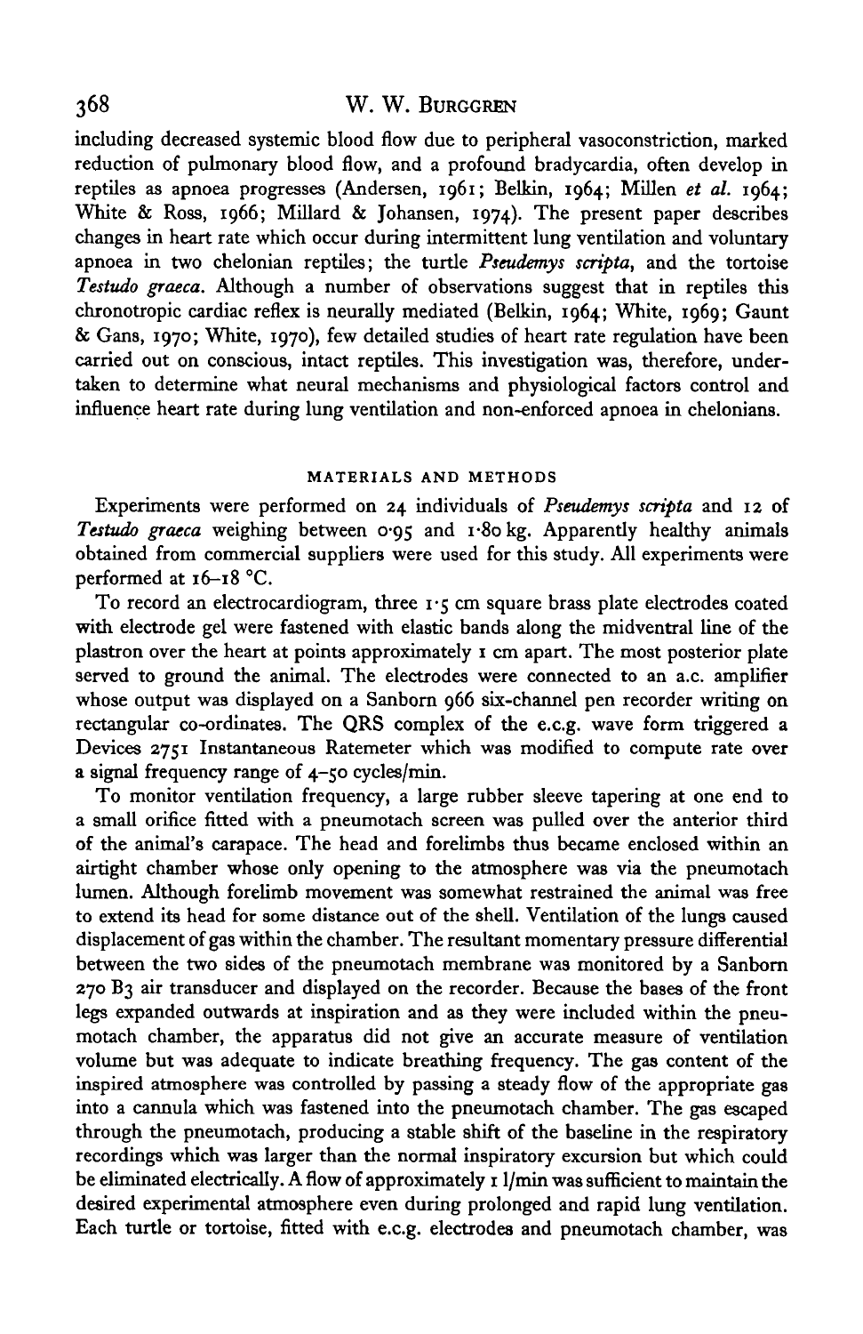including decreased systemic blood flow due to peripheral vasoconstriction, marked reduction of pulmonary blood flow, and a profound bradycardia, often develop in reptiles as apnoea progresses (Andersen, 1961; Belkin, 1964; Millen *et al.* 1964; White & Ross, 1966; Millard & Johansen, 1974). The present paper describes changes in heart rate which occur during intermittent lung ventilation and voluntary apnoea in two chelonian reptiles; the turtle *Pseudemys scripta*, and the tortoise *Testudo graeca*. Although a number of observations suggest that in reptiles this chronotropic cardiac reflex is neurally mediated (Belkin, 1964; White, 1969; Gaunt & Gans, 1970; White, 1970), few detailed studies of heart rate regulation have been carried out on conscious, intact reptiles. This investigation was, therefore, undertaken to determine what neural mechanisms and physiological factors control and influence heart rate during lung ventilation and non-enforced apnoea in chelonians.

## MATERIALS AND METHODS

Experiments were performed on 24 individuals of *Pseudemys scripta* and 12 of *Testudo graeca* weighing between 0·95 and 1·80 kg. Apparently healthy animals obtained from commercial suppliers were used for this study. All experiments were performed at 16–18 °C.

To record an electrocardiogram, three 1·5 cm square brass plate electrodes coated with electrode gel were fastened with elastic bands along the midventral line of the plastron over the heart at points approximately 1 cm apart. The most posterior plate served to ground the animal. The electrodes were connected to an a.c. amplifier whose output was displayed on a Sanborn 966 six-channel pen recorder writing on rectangular co-ordinates. The QRS complex of the e.c.g. wave form triggered a Devices 2751 Instantaneous Ratemeter which was modified to compute rate over a signal frequency range of 4–50 cycles/min.

To monitor ventilation frequency, a large rubber sleeve tapering at one end to a small orifice fitted with a pneumotach screen was pulled over the anterior third of the animal's carapace. The head and forelimbs thus became enclosed within an airtight chamber whose only opening to the atmosphere was via the pneumotach lumen. Although forelimb movement was somewhat restrained the animal was free to extend its head for some distance out of the shell. Ventilation of the lungs caused displacement of gas within the chamber. The resultant momentary pressure differential between the two sides of the pneumotach membrane was monitored by a Sanborn 270 B3 air transducer and displayed on the recorder. Because the bases of the front legs expanded outwards at inspiration and as they were included within the pneumotach chamber, the apparatus did not give an accurate measure of ventilation volume but was adequate to indicate breathing frequency. The gas content of the inspired atmosphere was controlled by passing a steady flow of the appropriate gas into a cannula which was fastened into the pneumotach chamber. The gas escaped through the pneumotach, producing a stable shift of the baseline in the respiratory recordings which was larger than the normal inspiratory excursion but which could be eliminated electrically. A flow of approximately 1 l/min was sufficient to maintain the desired experimental atmosphere even during prolonged and rapid lung ventilation. Each turtle or tortoise, fitted with e.c.g. electrodes and pneumotach chamber, was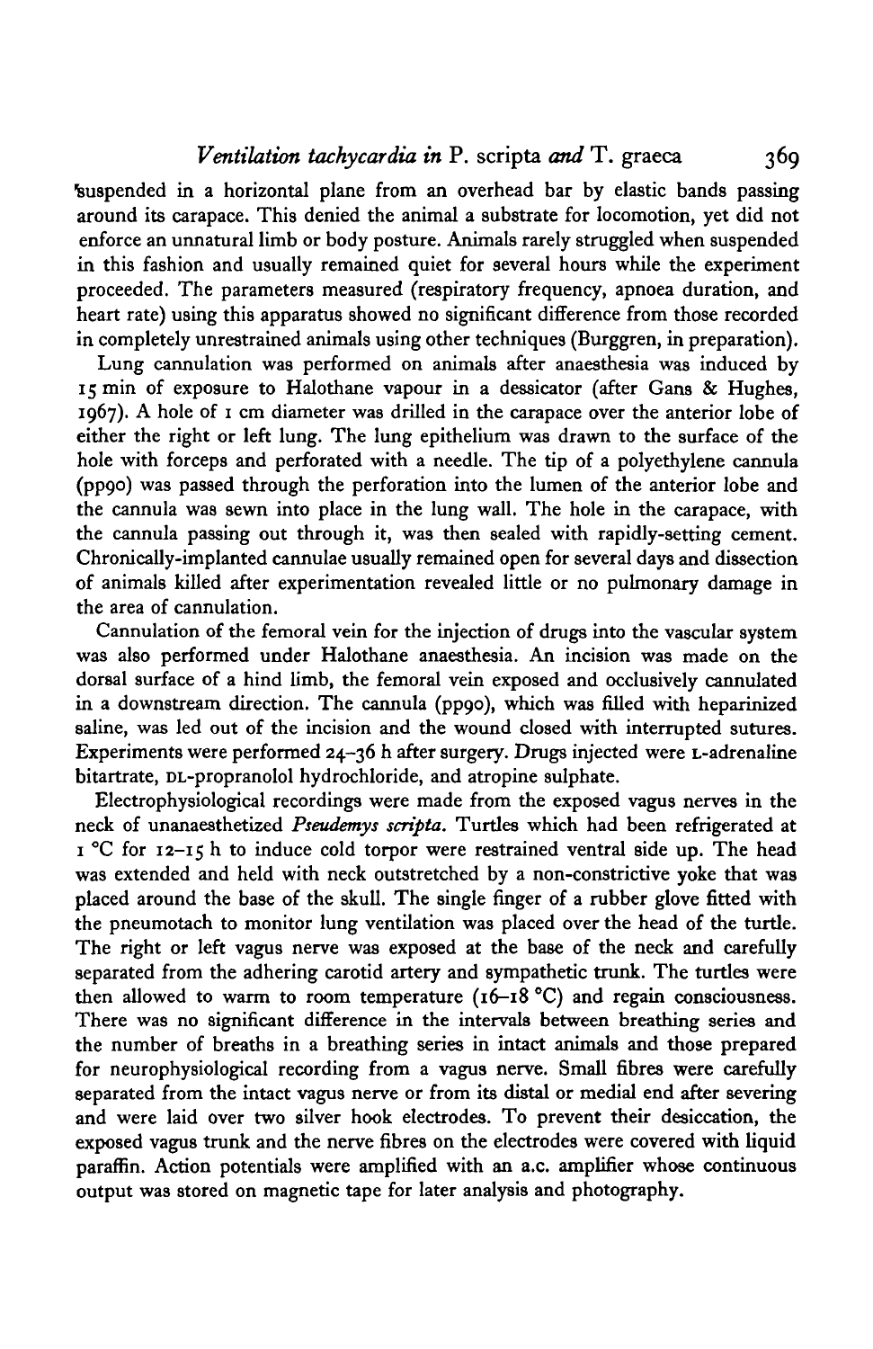suspended in a horizontal plane from an overhead bar by elastic bands passing around its carapace. This denied the animal a substrate for locomotion, yet did not enforce an unnatural limb or body posture. Animals rarely struggled when suspended in this fashion and usually remained quiet for several hours while the experiment proceeded. The parameters measured (respiratory frequency, apnoea duration, and heart rate) using this apparatus showed no significant difference from those recorded in completely unrestrained animals using other techniques (Burggren, in preparation).

Lung cannulation was performed on animals after anaesthesia was induced by 15 min of exposure to Halothane vapour in a dessicator (after Gans & Hughes, 1967). A hole of 1 cm diameter was drilled in the carapace over the anterior lobe of either the right or left lung. The lung epithelium was drawn to the surface of the hole with forceps and perforated with a needle. The tip of a polyethylene cannula (pp90) was passed through the perforation into the lumen of the anterior lobe and the cannula was sewn into place in the lung wall. The hole in the carapace, with the cannula passing out through it, was then sealed with rapidly-setting cement. Chronically-implanted cannulae usually remained open for several days and dissection of animals killed after experimentation revealed little or no pulmonary damage in the area of cannulation.

Cannulation of the femoral vein for the injection of drugs into the vascular system was also performed under Halothane anaesthesia. An incision was made on the dorsal surface of a hind limb, the femoral vein exposed and occlusively cannulated in a downstream direction. The cannula (pp90), which was filled with heparinized saline, was led out of the incision and the wound closed with interrupted sutures. Experiments were performed 24–36 h after surgery. Drugs injected were L-adrenaline bitartrate, DL-propranolol hydrochloride, and atropine sulphate.

Electrophysiological recordings were made from the exposed vagus nerves in the neck of unanaesthetized *Pseudemys scripta*. Turtles which had been refrigerated at 1 °C for 12–15 h to induce cold torpor were restrained ventral side up. The head was extended and held with neck outstretched by a non-constrictive yoke that was placed around the base of the skull. The single finger of a rubber glove fitted with the pneumotach to monitor lung ventilation was placed over the head of the turtle. The right or left vagus nerve was exposed at the base of the neck and carefully separated from the adhering carotid artery and sympathetic trunk. The turtles were then allowed to warm to room temperature (16–18 °C) and regain consciousness. There was no significant difference in the intervals between breathing series and the number of breaths in a breathing series in intact animals and those prepared for neurophysiological recording from a vagus nerve. Small fibres were carefully separated from the intact vagus nerve or from its distal or medial end after severing and were laid over two silver hook electrodes. To prevent their desiccation, the exposed vagus trunk and the nerve fibres on the electrodes were covered with liquid paraffin. Action potentials were amplified with an a.c. amplifier whose continuous output was stored on magnetic tape for later analysis and photography.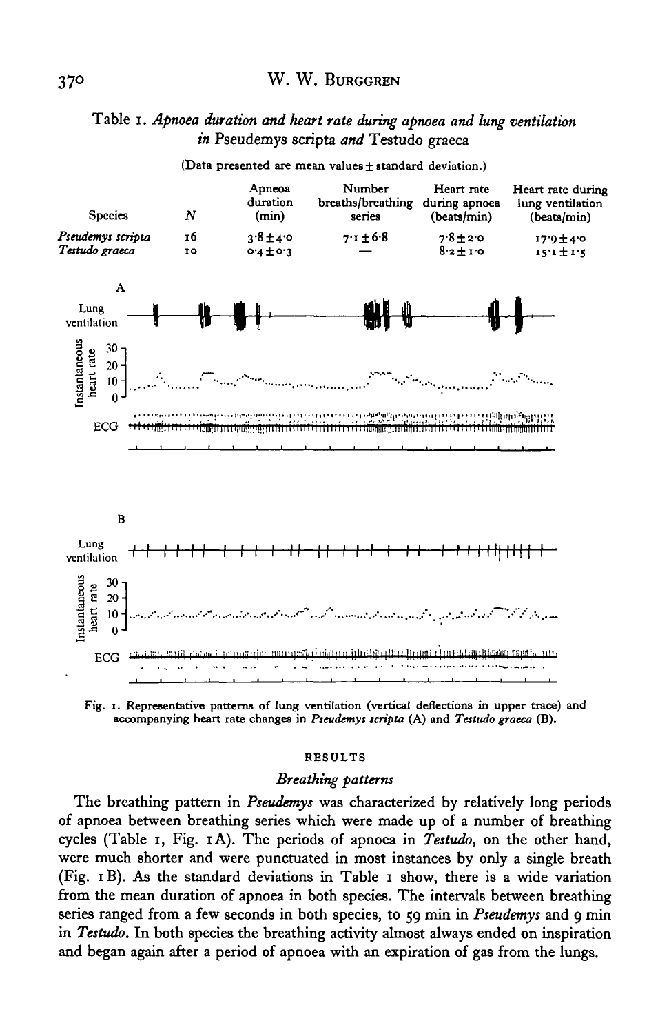Table 1. *Apnoea duration and heart rate during apnoea and lung ventilation in* Pseudemys scripta *and* Testudo graeca

(Data presented are mean values ± standard deviation.)

| Species | $N$ | Apneoa duration (min) | Number breaths/breathing series | Heart rate during apnoea (beats/min) | Heart rate during lung ventilation (beats/min) |
|---|---|---|---|---|---|
| *Pseudemys scripta* | 16 | 3·8 ± 4·0 | 7·1 ± 6·8 | 7·8 ± 2·0 | 17·9 ± 4·0 |
| *Testudo graeca* | 10 | 0·4 ± 0·3 | — | 8·2 ± 1·0 | 15·1 ± 1·5 |

Fig. 1. Representative patterns of lung ventilation (vertical deflections in upper trace) and accompanying heart rate changes in *Pseudemys scripta* (A) and *Testudo graeca* (B).

## RESULTS

### *Breathing patterns*

The breathing pattern in *Pseudemys* was characterized by relatively long periods of apnoea between breathing series which were made up of a number of breathing cycles (Table 1, Fig. 1A). The periods of apnoea in *Testudo*, on the other hand, were much shorter and were punctuated in most instances by only a single breath (Fig. 1B). As the standard deviations in Table 1 show, there is a wide variation from the mean duration of apnoea in both species. The intervals between breathing series ranged from a few seconds in both species, to 59 min in *Pseudemys* and 9 min in *Testudo*. In both species the breathing activity almost always ended on inspiration and began again after a period of apnoea with an expiration of gas from the lungs.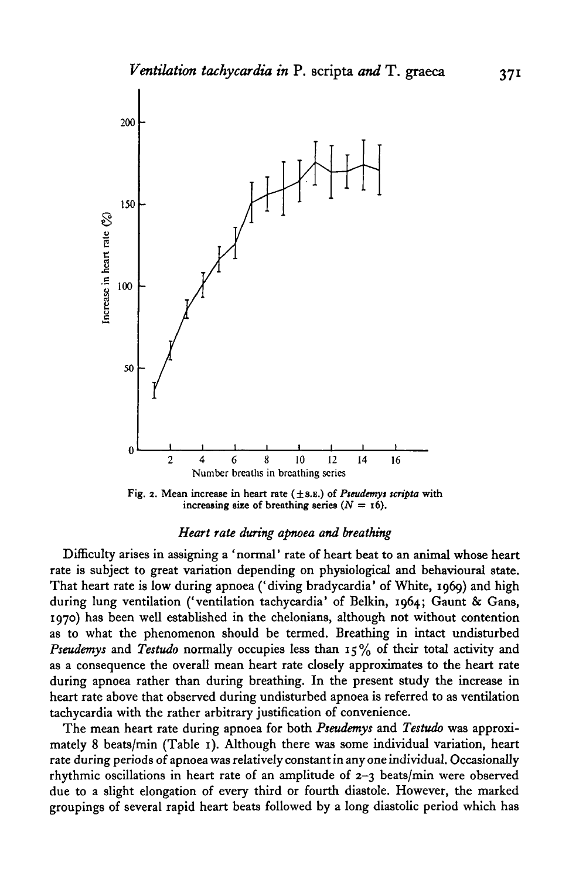Fig. 2. Mean increase in heart rate (±S.E.) of *Pseudemys scripta* with increasing size of breathing series ($N = 16$).

### *Heart rate during apnoea and breathing*

Difficulty arises in assigning a 'normal' rate of heart beat to an animal whose heart rate is subject to great variation depending on physiological and behavioural state. That heart rate is low during apnoea ('diving bradycardia' of White, 1969) and high during lung ventilation ('ventilation tachycardia' of Belkin, 1964; Gaunt & Gans, 1970) has been well established in the chelonians, although not without contention as to what the phenomenon should be termed. Breathing in intact undisturbed *Pseudemys* and *Testudo* normally occupies less than 15% of their total activity and as a consequence the overall mean heart rate closely approximates to the heart rate during apnoea rather than during breathing. In the present study the increase in heart rate above that observed during undisturbed apnoea is referred to as ventilation tachycardia with the rather arbitrary justification of convenience.

The mean heart rate during apnoea for both *Pseudemys* and *Testudo* was approximately 8 beats/min (Table 1). Although there was some individual variation, heart rate during periods of apnoea was relatively constant in any one individual. Occasionally rhythmic oscillations in heart rate of an amplitude of 2–3 beats/min were observed due to a slight elongation of every third or fourth diastole. However, the marked groupings of several rapid heart beats followed by a long diastolic period which has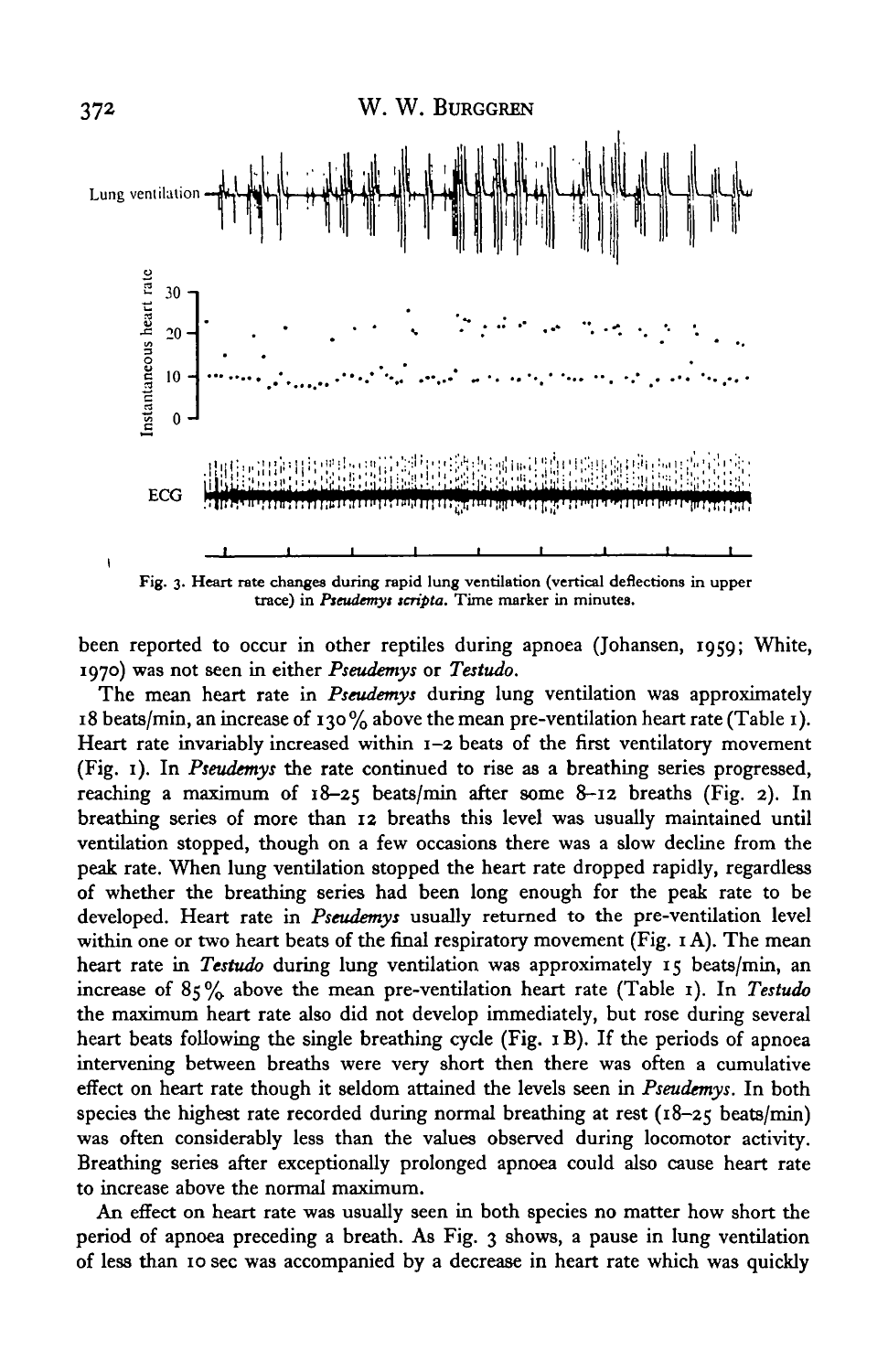Fig. 3. Heart rate changes during rapid lung ventilation (vertical deflections in upper trace) in *Pseudemys scripta*. Time marker in minutes.

been reported to occur in other reptiles during apnoea (Johansen, 1959; White, 1970) was not seen in either *Pseudemys* or *Testudo*.

The mean heart rate in *Pseudemys* during lung ventilation was approximately 18 beats/min, an increase of 130% above the mean pre-ventilation heart rate (Table 1). Heart rate invariably increased within 1–2 beats of the first ventilatory movement (Fig. 1). In *Pseudemys* the rate continued to rise as a breathing series progressed, reaching a maximum of 18–25 beats/min after some 8–12 breaths (Fig. 2). In breathing series of more than 12 breaths this level was usually maintained until ventilation stopped, though on a few occasions there was a slow decline from the peak rate. When lung ventilation stopped the heart rate dropped rapidly, regardless of whether the breathing series had been long enough for the peak rate to be developed. Heart rate in *Pseudemys* usually returned to the pre-ventilation level within one or two heart beats of the final respiratory movement (Fig. 1 A). The mean heart rate in *Testudo* during lung ventilation was approximately 15 beats/min, an increase of 85% above the mean pre-ventilation heart rate (Table 1). In *Testudo* the maximum heart rate also did not develop immediately, but rose during several heart beats following the single breathing cycle (Fig. 1 B). If the periods of apnoea intervening between breaths were very short then there was often a cumulative effect on heart rate though it seldom attained the levels seen in *Pseudemys*. In both species the highest rate recorded during normal breathing at rest (18–25 beats/min) was often considerably less than the values observed during locomotor activity. Breathing series after exceptionally prolonged apnoea could also cause heart rate to increase above the normal maximum.

An effect on heart rate was usually seen in both species no matter how short the period of apnoea preceding a breath. As Fig. 3 shows, a pause in lung ventilation of less than 10 sec was accompanied by a decrease in heart rate which was quickly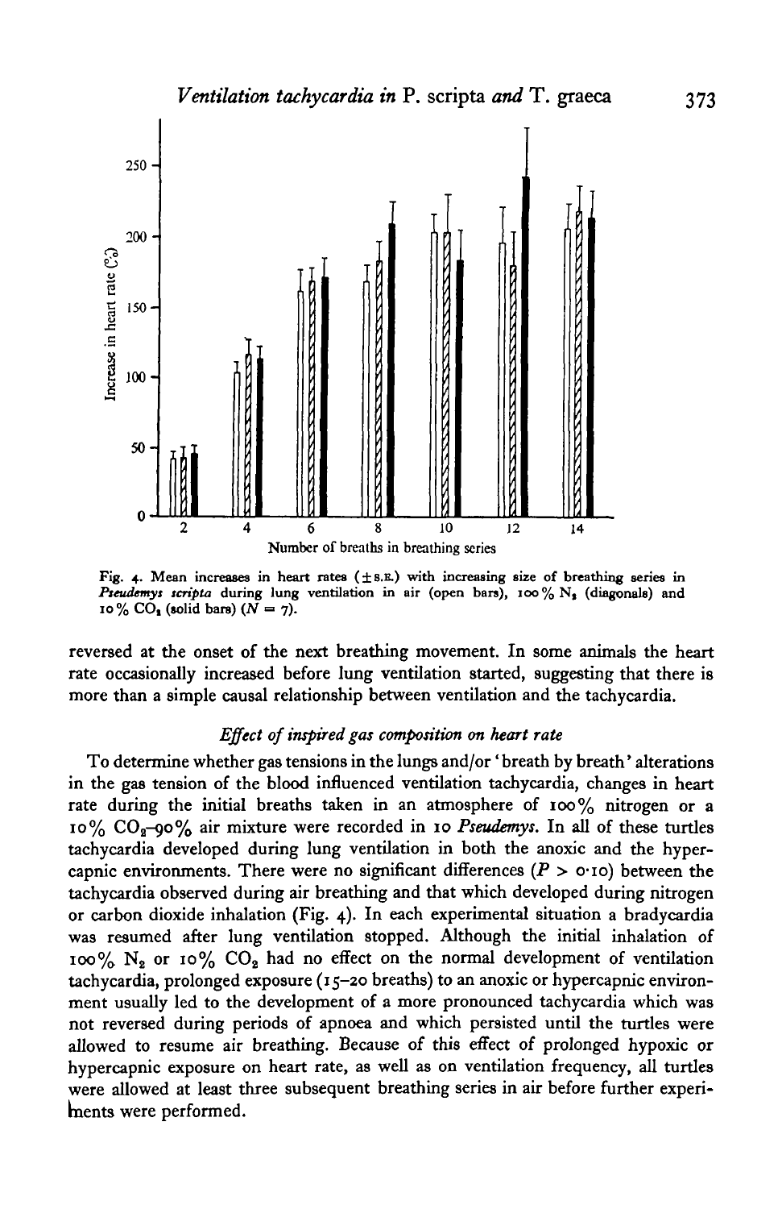Fig. 4. Mean increases in heart rates (± S.E.) with increasing size of breathing series in *Pseudemys scripta* during lung ventilation in air (open bars), 100% $N_2$ (diagonals) and 10% $CO_2$ (solid bars) ($N = 7$).

reversed at the onset of the next breathing movement. In some animals the heart rate occasionally increased before lung ventilation started, suggesting that there is more than a simple causal relationship between ventilation and the tachycardia.

### *Effect of inspired gas composition on heart rate*

To determine whether gas tensions in the lungs and/or 'breath by breath' alterations in the gas tension of the blood influenced ventilation tachycardia, changes in heart rate during the initial breaths taken in an atmosphere of 100% nitrogen or a 10% $CO_2$–90% air mixture were recorded in 10 *Pseudemys*. In all of these turtles tachycardia developed during lung ventilation in both the anoxic and the hypercapnic environments. There were no significant differences ($P > 0.10$) between the tachycardia observed during air breathing and that which developed during nitrogen or carbon dioxide inhalation (Fig. 4). In each experimental situation a bradycardia was resumed after lung ventilation stopped. Although the initial inhalation of 100% $N_2$ or 10% $CO_2$ had no effect on the normal development of ventilation tachycardia, prolonged exposure (15–20 breaths) to an anoxic or hypercapnic environment usually led to the development of a more pronounced tachycardia which was not reversed during periods of apnoea and which persisted until the turtles were allowed to resume air breathing. Because of this effect of prolonged hypoxic or hypercapnic exposure on heart rate, as well as on ventilation frequency, all turtles were allowed at least three subsequent breathing series in air before further experiments were performed.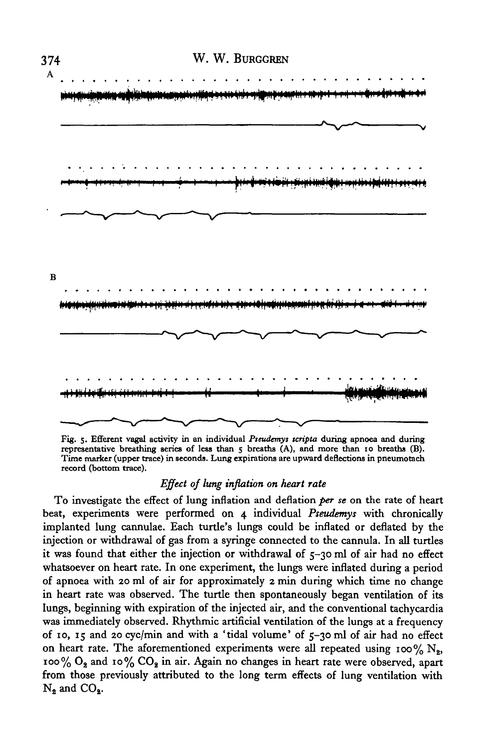A

B

Fig. 5. Efferent vagal activity in an individual *Pseudemys scripta* during apnoea and during representative breathing series of less than 5 breaths (A), and more than 10 breaths (B). Time marker (upper trace) in seconds. Lung expirations are upward deflections in pneumotach record (bottom trace).

### *Effect of lung inflation on heart rate*

To investigate the effect of lung inflation and deflation *per se* on the rate of heart beat, experiments were performed on 4 individual *Pseudemys* with chronically implanted lung cannulae. Each turtle's lungs could be inflated or deflated by the injection or withdrawal of gas from a syringe connected to the cannula. In all turtles it was found that either the injection or withdrawal of 5–30 ml of air had no effect whatsoever on heart rate. In one experiment, the lungs were inflated during a period of apnoea with 20 ml of air for approximately 2 min during which time no change in heart rate was observed. The turtle then spontaneously began ventilation of its lungs, beginning with expiration of the injected air, and the conventional tachycardia was immediately observed. Rhythmic artificial ventilation of the lungs at a frequency of 10, 15 and 20 cyc/min and with a 'tidal volume' of 5–30 ml of air had no effect on heart rate. The aforementioned experiments were all repeated using 100% $N_2$, 100% $O_2$ and 10% $CO_2$ in air. Again no changes in heart rate were observed, apart from those previously attributed to the long term effects of lung ventilation with $N_2$ and $CO_2$.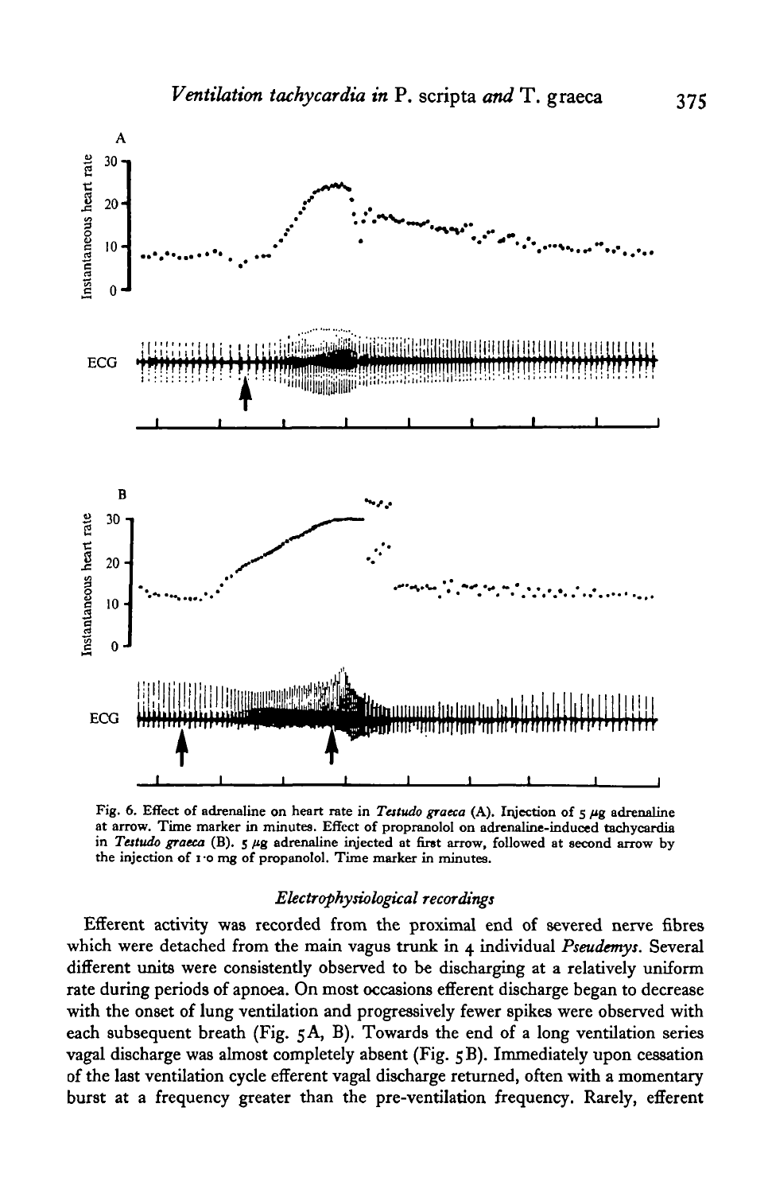Fig. 6. Effect of adrenaline on heart rate in *Testudo graeca* (A). Injection of 5 $\mu g$ adrenaline at arrow. Time marker in minutes. Effect of propranolol on adrenaline-induced tachycardia in *Testudo graeca* (B). 5 $\mu g$ adrenaline injected at first arrow, followed at second arrow by the injection of 1·0 mg of propanolol. Time marker in minutes.

### *Electrophysiological recordings*

Efferent activity was recorded from the proximal end of severed nerve fibres which were detached from the main vagus trunk in 4 individual *Pseudemys*. Several different units were consistently observed to be discharging at a relatively uniform rate during periods of apnoea. On most occasions efferent discharge began to decrease with the onset of lung ventilation and progressively fewer spikes were observed with each subsequent breath (Fig. 5A, B). Towards the end of a long ventilation series vagal discharge was almost completely absent (Fig. 5B). Immediately upon cessation of the last ventilation cycle efferent vagal discharge returned, often with a momentary burst at a frequency greater than the pre-ventilation frequency. Rarely, efferent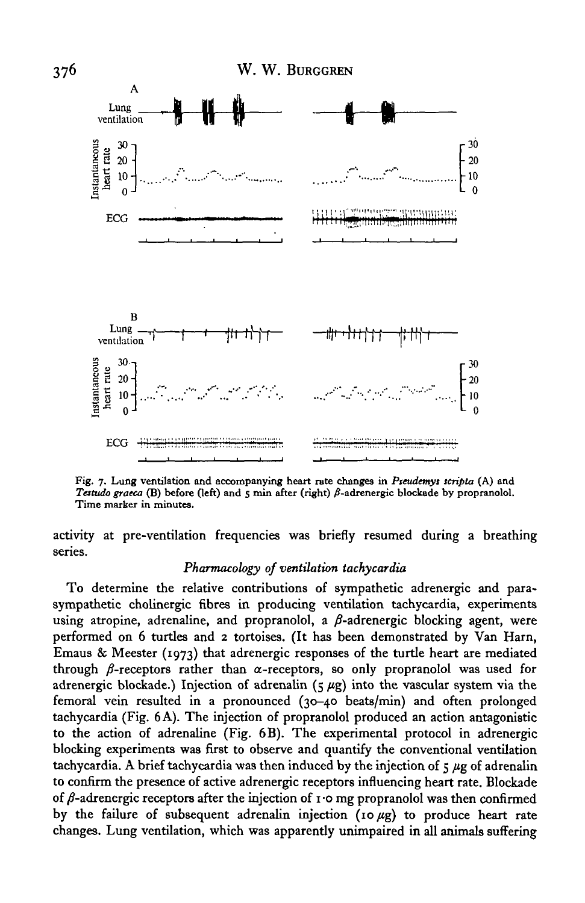Fig. 7. Lung ventilation and accompanying heart rate changes in *Pseudemys scripta* (A) and *Testudo graeca* (B) before (left) and 5 min after (right) β-adrenergic blockade by propranolol. Time marker in minutes.

activity at pre-ventilation frequencies was briefly resumed during a breathing series.

### *Pharmacology of ventilation tachycardia*

To determine the relative contributions of sympathetic adrenergic and parasympathetic cholinergic fibres in producing ventilation tachycardia, experiments using atropine, adrenaline, and propranolol, a β-adrenergic blocking agent, were performed on 6 turtles and 2 tortoises. (It has been demonstrated by Van Harn, Emaus & Meester (1973) that adrenergic responses of the turtle heart are mediated through β-receptors rather than α-receptors, so only propranolol was used for adrenergic blockade.) Injection of adrenalin (5 μg) into the vascular system via the femoral vein resulted in a pronounced (30–40 beats/min) and often prolonged tachycardia (Fig. 6A). The injection of propranolol produced an action antagonistic to the action of adrenaline (Fig. 6B). The experimental protocol in adrenergic blocking experiments was first to observe and quantify the conventional ventilation tachycardia. A brief tachycardia was then induced by the injection of 5 μg of adrenalin to confirm the presence of active adrenergic receptors influencing heart rate. Blockade of β-adrenergic receptors after the injection of 1·0 mg propranolol was then confirmed by the failure of subsequent adrenalin injection (10 μg) to produce heart rate changes. Lung ventilation, which was apparently unimpaired in all animals suffering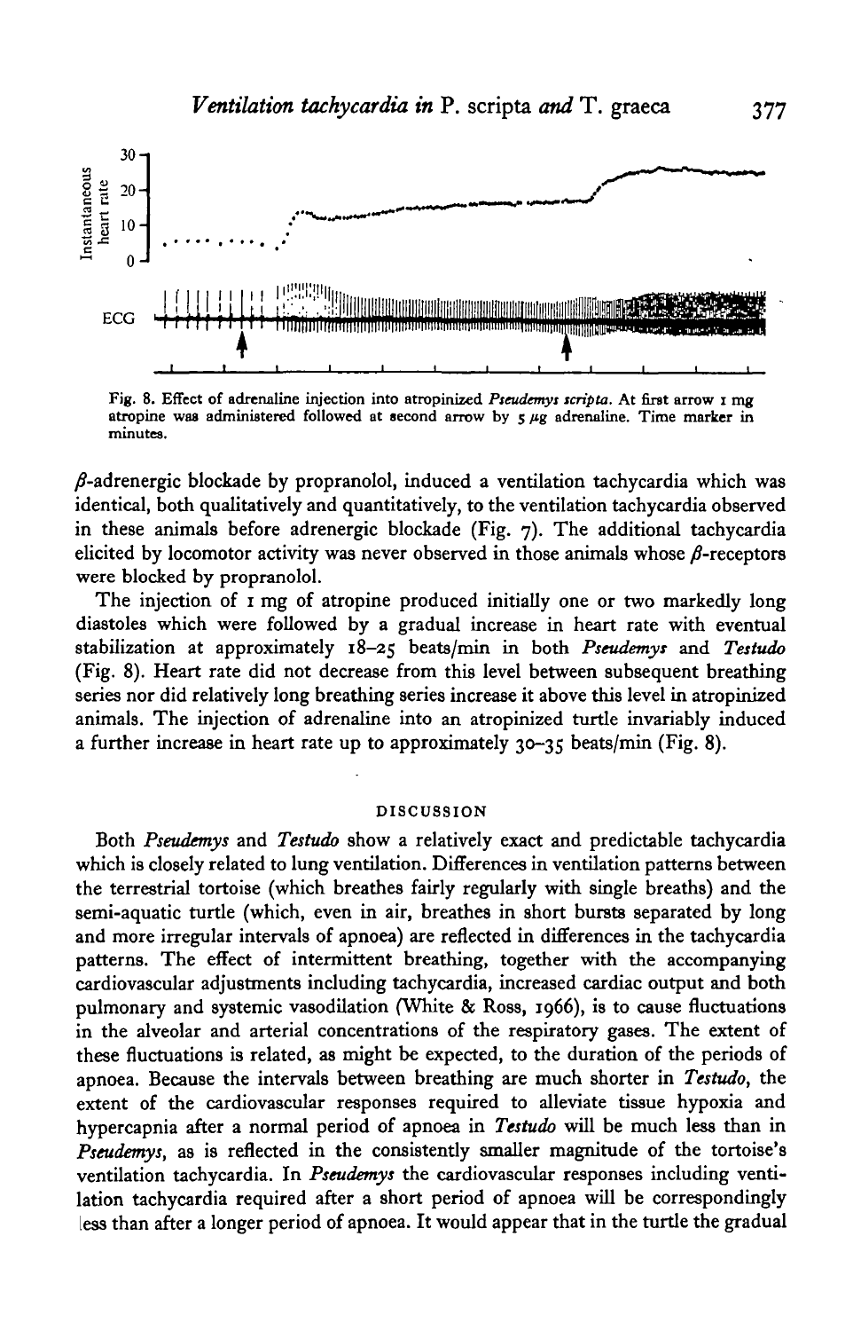Fig. 8. Effect of adrenaline injection into atropinized *Pseudemys scripta*. At first arrow 1 mg atropine was administered followed at second arrow by 5 $\mu$g adrenaline. Time marker in minutes.

$\beta$-adrenergic blockade by propranolol, induced a ventilation tachycardia which was identical, both qualitatively and quantitatively, to the ventilation tachycardia observed in these animals before adrenergic blockade (Fig. 7). The additional tachycardia elicited by locomotor activity was never observed in those animals whose $\beta$-receptors were blocked by propranolol.

The injection of 1 mg of atropine produced initially one or two markedly long diastoles which were followed by a gradual increase in heart rate with eventual stabilization at approximately 18–25 beats/min in both *Pseudemys* and *Testudo* (Fig. 8). Heart rate did not decrease from this level between subsequent breathing series nor did relatively long breathing series increase it above this level in atropinized animals. The injection of adrenaline into an atropinized turtle invariably induced a further increase in heart rate up to approximately 30–35 beats/min (Fig. 8).

## DISCUSSION

Both *Pseudemys* and *Testudo* show a relatively exact and predictable tachycardia which is closely related to lung ventilation. Differences in ventilation patterns between the terrestrial tortoise (which breathes fairly regularly with single breaths) and the semi-aquatic turtle (which, even in air, breathes in short bursts separated by long and more irregular intervals of apnoea) are reflected in differences in the tachycardia patterns. The effect of intermittent breathing, together with the accompanying cardiovascular adjustments including tachycardia, increased cardiac output and both pulmonary and systemic vasodilation (White & Ross, 1966), is to cause fluctuations in the alveolar and arterial concentrations of the respiratory gases. The extent of these fluctuations is related, as might be expected, to the duration of the periods of apnoea. Because the intervals between breathing are much shorter in *Testudo*, the extent of the cardiovascular responses required to alleviate tissue hypoxia and hypercapnia after a normal period of apnoea in *Testudo* will be much less than in *Pseudemys*, as is reflected in the consistently smaller magnitude of the tortoise's ventilation tachycardia. In *Pseudemys* the cardiovascular responses including ventilation tachycardia required after a short period of apnoea will be correspondingly less than after a longer period of apnoea. It would appear that in the turtle the gradual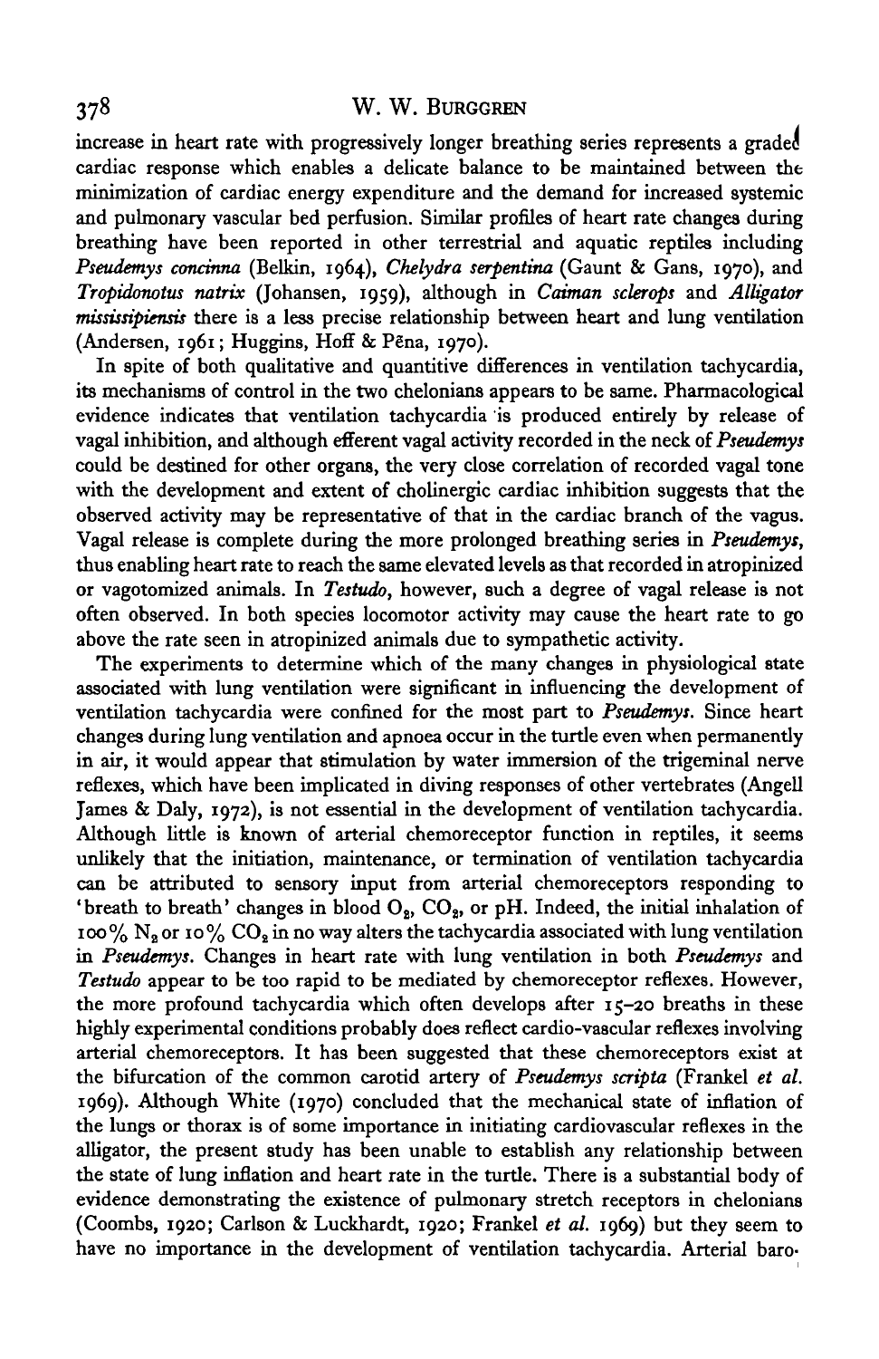increase in heart rate with progressively longer breathing series represents a graded cardiac response which enables a delicate balance to be maintained between the minimization of cardiac energy expenditure and the demand for increased systemic and pulmonary vascular bed perfusion. Similar profiles of heart rate changes during breathing have been reported in other terrestrial and aquatic reptiles including *Pseudemys concinna* (Belkin, 1964), *Chelydra serpentina* (Gaunt & Gans, 1970), and *Tropidonotus natrix* (Johansen, 1959), although in *Caiman sclerops* and *Alligator mississipiensis* there is a less precise relationship between heart and lung ventilation (Andersen, 1961; Huggins, Hoff & Pēna, 1970).

In spite of both qualitative and quantitive differences in ventilation tachycardia, its mechanisms of control in the two chelonians appears to be same. Pharmacological evidence indicates that ventilation tachycardia is produced entirely by release of vagal inhibition, and although efferent vagal activity recorded in the neck of *Pseudemys* could be destined for other organs, the very close correlation of recorded vagal tone with the development and extent of cholinergic cardiac inhibition suggests that the observed activity may be representative of that in the cardiac branch of the vagus. Vagal release is complete during the more prolonged breathing series in *Pseudemys*, thus enabling heart rate to reach the same elevated levels as that recorded in atropinized or vagotomized animals. In *Testudo*, however, such a degree of vagal release is not often observed. In both species locomotor activity may cause the heart rate to go above the rate seen in atropinized animals due to sympathetic activity.

The experiments to determine which of the many changes in physiological state associated with lung ventilation were significant in influencing the development of ventilation tachycardia were confined for the most part to *Pseudemys*. Since heart changes during lung ventilation and apnoea occur in the turtle even when permanently in air, it would appear that stimulation by water immersion of the trigeminal nerve reflexes, which have been implicated in diving responses of other vertebrates (Angell James & Daly, 1972), is not essential in the development of ventilation tachycardia. Although little is known of arterial chemoreceptor function in reptiles, it seems unlikely that the initiation, maintenance, or termination of ventilation tachycardia can be attributed to sensory input from arterial chemoreceptors responding to 'breath to breath' changes in blood $O_2$, $CO_2$, or pH. Indeed, the initial inhalation of 100% $N_2$ or 10% $CO_2$ in no way alters the tachycardia associated with lung ventilation in *Pseudemys*. Changes in heart rate with lung ventilation in both *Pseudemys* and *Testudo* appear to be too rapid to be mediated by chemoreceptor reflexes. However, the more profound tachycardia which often develops after 15–20 breaths in these highly experimental conditions probably does reflect cardio-vascular reflexes involving arterial chemoreceptors. It has been suggested that these chemoreceptors exist at the bifurcation of the common carotid artery of *Pseudemys scripta* (Frankel *et al.* 1969). Although White (1970) concluded that the mechanical state of inflation of the lungs or thorax is of some importance in initiating cardiovascular reflexes in the alligator, the present study has been unable to establish any relationship between the state of lung inflation and heart rate in the turtle. There is a substantial body of evidence demonstrating the existence of pulmonary stretch receptors in chelonians (Coombs, 1920; Carlson & Luckhardt, 1920; Frankel *et al.* 1969) but they seem to have no importance in the development of ventilation tachycardia. Arterial baro-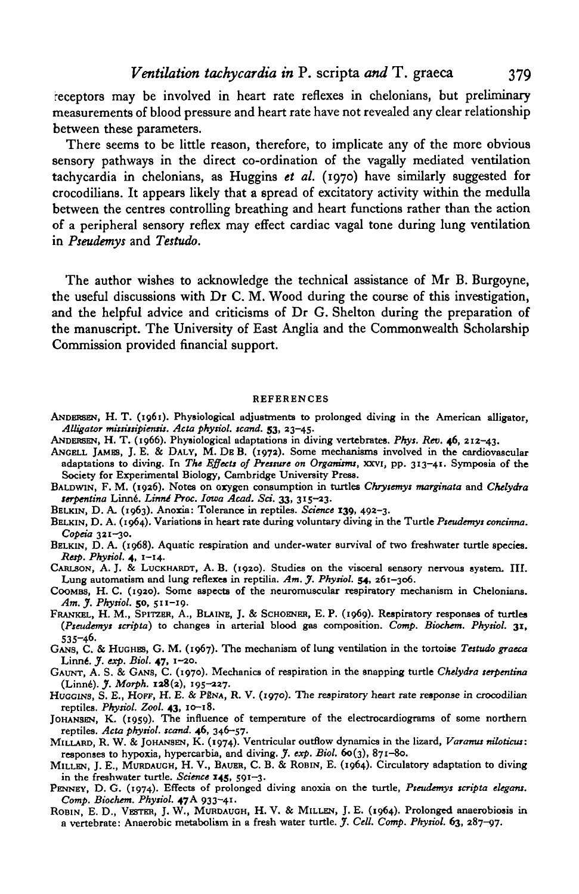receptors may be involved in heart rate reflexes in chelonians, but preliminary measurements of blood pressure and heart rate have not revealed any clear relationship between these parameters.

There seems to be little reason, therefore, to implicate any of the more obvious sensory pathways in the direct co-ordination of the vagally mediated ventilation tachycardia in chelonians, as Huggins *et al.* (1970) have similarly suggested for crocodilians. It appears likely that a spread of excitatory activity within the medulla between the centres controlling breathing and heart functions rather than the action of a peripheral sensory reflex may effect cardiac vagal tone during lung ventilation in *Pseudemys* and *Testudo*.

The author wishes to acknowledge the technical assistance of Mr B. Burgoyne, the useful discussions with Dr C. M. Wood during the course of this investigation, and the helpful advice and criticisms of Dr G. Shelton during the preparation of the manuscript. The University of East Anglia and the Commonwealth Scholarship Commission provided financial support.

## REFERENCES

ANDERSEN, H. T. (1961). Physiological adjustments to prolonged diving in the American alligator, *Alligator mississipiensis*. *Acta physiol. scand.* **53**, 23–45.

ANDERSEN, H. T. (1966). Physiological adaptations in diving vertebrates. *Phys. Rev.* **46**, 212–43.

ANGELL JAMES, J. E. & DALY, M. DE B. (1972). Some mechanisms involved in the cardiovascular adaptations to diving. In *The Effects of Pressure on Organisms*, XXVI, pp. 313–41. Symposia of the Society for Experimental Biology, Cambridge University Press.

BALDWIN, F. M. (1926). Notes on oxygen consumption in turtles *Chrysemys marginata* and *Chelydra serpentina* Linné. *Linné Proc. Iowa Acad. Sci.* **33**, 315–23.

BELKIN, D. A. (1963). Anoxia: Tolerance in reptiles. *Science* **139**, 492–3.

BELKIN, D. A. (1964). Variations in heart rate during voluntary diving in the Turtle *Pseudemys concinna*. *Copeia* 321–30.

BELKIN, D. A. (1968). Aquatic respiration and under-water survival of two freshwater turtle species. *Resp. Physiol.* **4**, 1–14.

CARLSON, A. J. & LUCKHARDT, A. B. (1920). Studies on the visceral sensory nervous system. III. Lung automatism and lung reflexes in reptilia. *Am. J. Physiol.* **54**, 261–306.

COOMBS, H. C. (1920). Some aspects of the neuromuscular respiratory mechanism in Chelonians. *Am. J. Physiol.* **50**, 511–19.

FRANKEL, H. M., SPITZER, A., BLAINE, J. & SCHOENER, E. P. (1969). Respiratory responses of turtles (*Pseudemys scripta*) to changes in arterial blood gas composition. *Comp. Biochem. Physiol.* **31**, 535–46.

GANS, C. & HUGHES, G. M. (1967). The mechanism of lung ventilation in the tortoise *Testudo graeca* Linné. *J. exp. Biol.* **47**, 1–20.

GAUNT, A. S. & GANS, C. (1970). Mechanics of respiration in the snapping turtle *Chelydra serpentina* (Linné). *J. Morph.* **128**(2), 195–227.

HUGGINS, S. E., HOFF, H. E. & PEÑA, R. V. (1970). The respiratory heart rate response in crocodilian reptiles. *Physiol. Zool.* **43**, 10–18.

JOHANSEN, K. (1959). The influence of temperature of the electrocardiograms of some northern reptiles. *Acta physiol. scand.* **46**, 346–57.

MILLARD, R. W. & JOHANSEN, K. (1974). Ventricular outflow dynamics in the lizard, *Varanus niloticus*: responses to hypoxia, hypercarbia, and diving. *J. exp. Biol.* **60**(3), 871–80.

MILLEN, J. E., MURDAUGH, H. V., BAUER, C. B. & ROBIN, E. D. (1964). Circulatory adaptation to diving in the freshwater turtle. *Science* **145**, 591–3.

PENNEY, D. G. (1974). Effects of prolonged diving anoxia on the turtle, *Pseudemys scripta elegans*. *Comp. Biochem. Physiol.* **47**A 933–41.

ROBIN, E. D., VESTER, J. W., MURDAUGH, H. V. & MILLEN, J. E. (1964). Prolonged anaerobiosis in a vertebrate: Anaerobic metabolism in a fresh water turtle. *J. Cell. Comp. Physiol.* **63**, 287–97.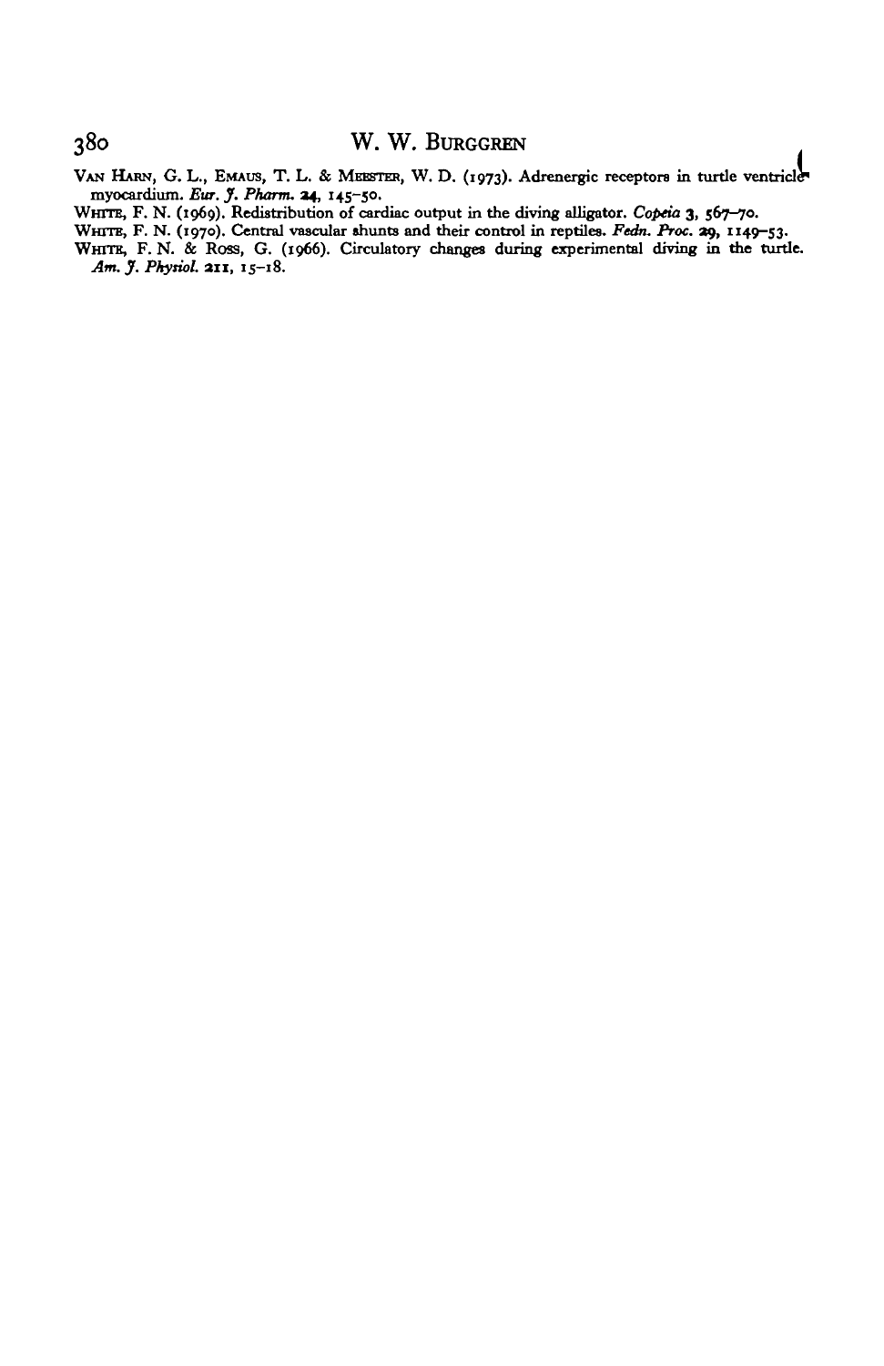Van Harn, G. L., Emaus, T. L. & Meester, W. D. (1973). Adrenergic receptors in turtle ventricle myocardium. *Eur. J. Pharm.* **24**, 145–50.

White, F. N. (1969). Redistribution of cardiac output in the diving alligator. *Copeia* **3**, 567–70.

White, F. N. (1970). Central vascular shunts and their control in reptiles. *Fedn. Proc.* **29**, 1149–53.

White, F. N. & Ross, G. (1966). Circulatory changes during experimental diving in the turtle. *Am. J. Physiol.* **211**, 15–18.